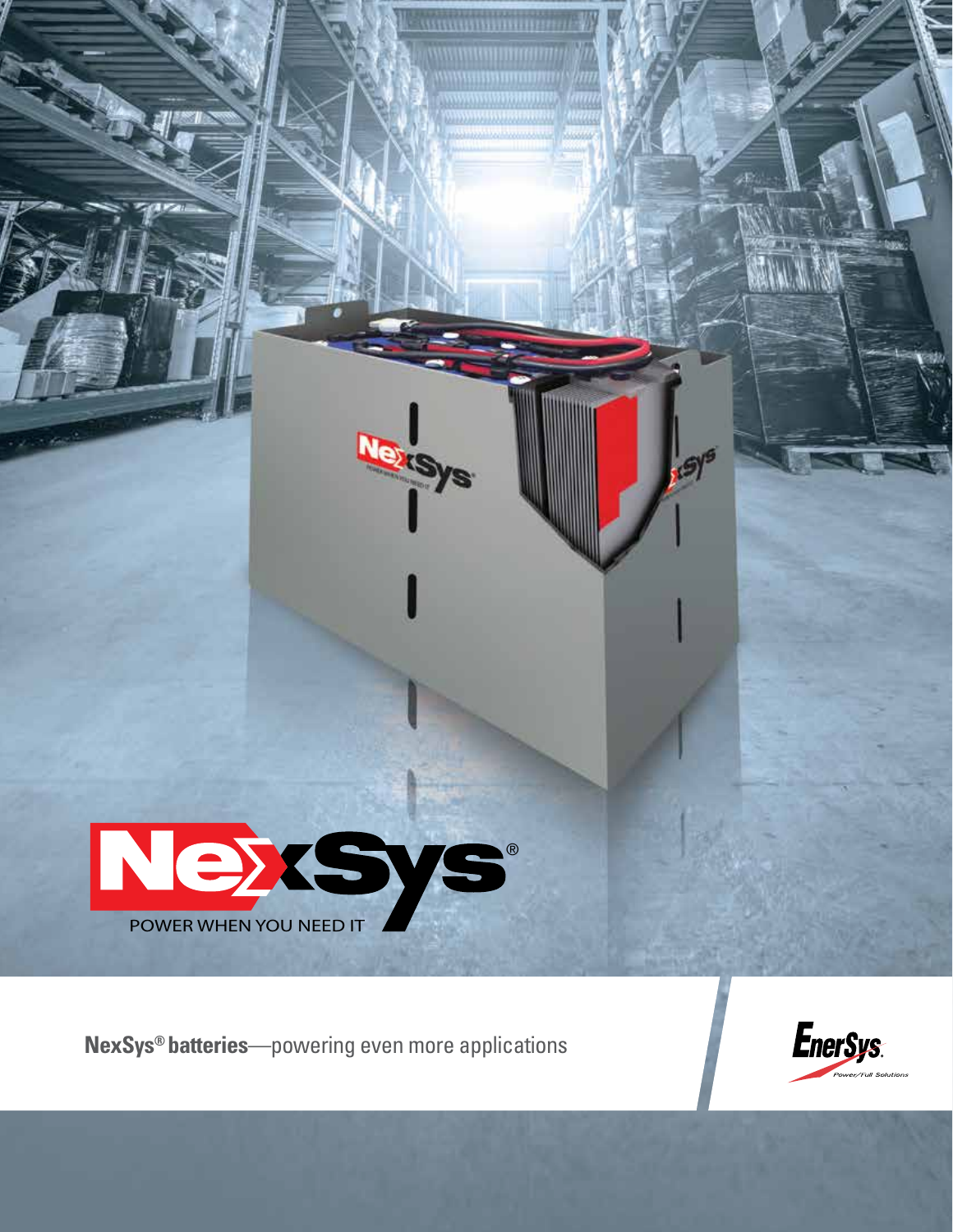# NexSys®

POWER WHEN YOU NEED IT

**NexSys® batteries**—powering even more applications

EnerSys®

Power/Full Solutions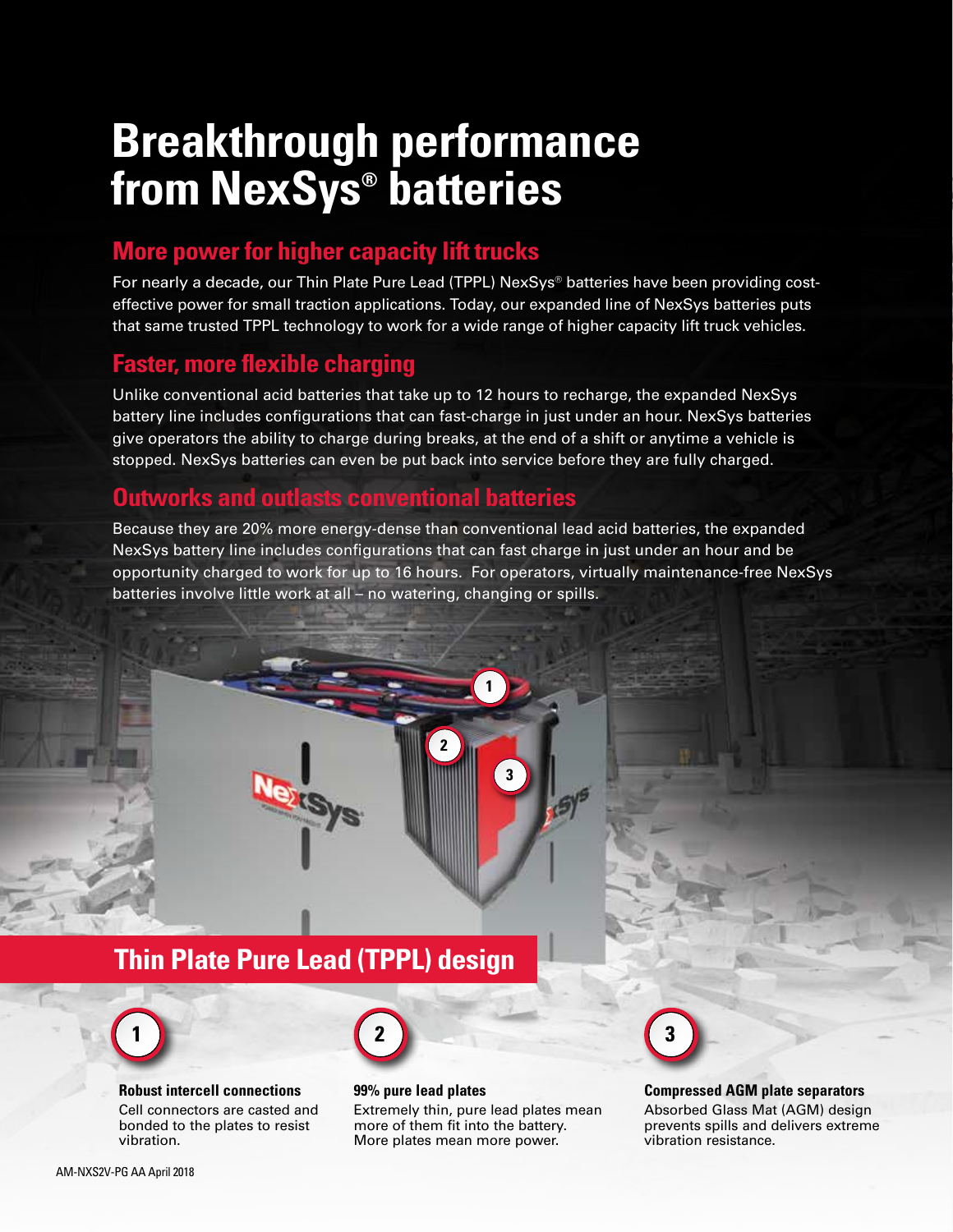# Breakthrough performance from NexSys® batteries

## More power for higher capacity lift trucks

For nearly a decade, our Thin Plate Pure Lead (TPPL) NexSys® batteries have been providing cost-effective power for small traction applications. Today, our expanded line of NexSys batteries puts that same trusted TPPL technology to work for a wide range of higher capacity lift truck vehicles.

## Faster, more flexible charging

Unlike conventional acid batteries that take up to 12 hours to recharge, the expanded NexSys battery line includes configurations that can fast-charge in just under an hour. NexSys batteries give operators the ability to charge during breaks, at the end of a shift or anytime a vehicle is stopped. NexSys batteries can even be put back into service before they are fully charged.

## Outworks and outlasts conventional batteries

Because they are 20% more energy-dense than conventional lead acid batteries, the expanded NexSys battery line includes configurations that can fast charge in just under an hour and be opportunity charged to work for up to 16 hours. For operators, virtually maintenance-free NexSys batteries involve little work at all – no watering, changing or spills.

## Thin Plate Pure Lead (TPPL) design

**1**

**Robust intercell connections**
Cell connectors are casted and bonded to the plates to resist vibration.

**2**

**99% pure lead plates**
Extremely thin, pure lead plates mean more of them fit into the battery. More plates mean more power.

**3**

**Compressed AGM plate separators**
Absorbed Glass Mat (AGM) design prevents spills and delivers extreme vibration resistance.

AM-NXS2V-PG AA April 2018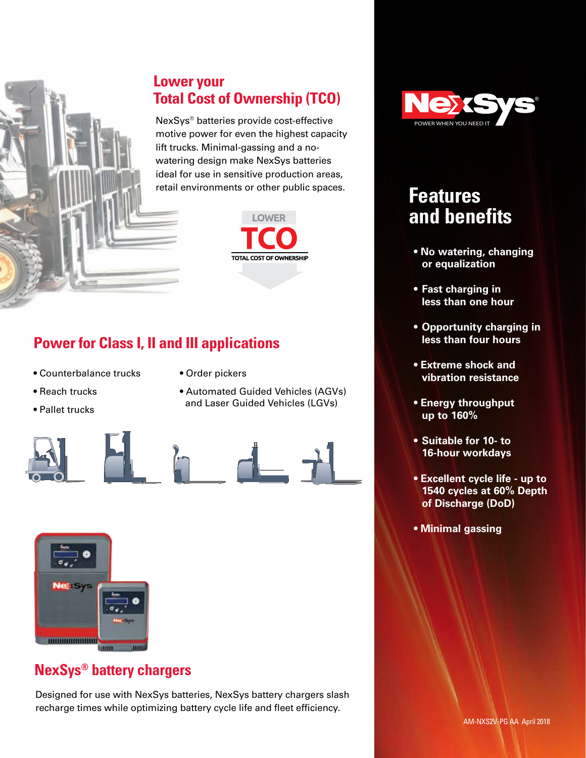## Lower your Total Cost of Ownership (TCO)

NexSys® batteries provide cost-effective motive power for even the highest capacity lift trucks. Minimal-gassing and a no-watering design make NexSys batteries ideal for use in sensitive production areas, retail environments or other public spaces.

LOWER
TCO
TOTAL COST OF OWNERSHIP

## Power for Class I, II and III applications

- Counterbalance trucks
- Reach trucks
- Pallet trucks
- Order pickers
- Automated Guided Vehicles (AGVs) and Laser Guided Vehicles (LGVs)

## NexSys® battery chargers

Designed for use with NexSys batteries, NexSys battery chargers slash recharge times while optimizing battery cycle life and fleet efficiency.

NexSys®
POWER WHEN YOU NEED IT

## Features and benefits

- **No watering, changing or equalization**
- **Fast charging in less than one hour**
- **Opportunity charging in less than four hours**
- **Extreme shock and vibration resistance**
- **Energy throughput up to 160%**
- **Suitable for 10- to 16-hour workdays**
- **Excellent cycle life - up to 1540 cycles at 60% Depth of Discharge (DoD)**
- **Minimal gassing**

AM-NXS2V-PG AA April 2018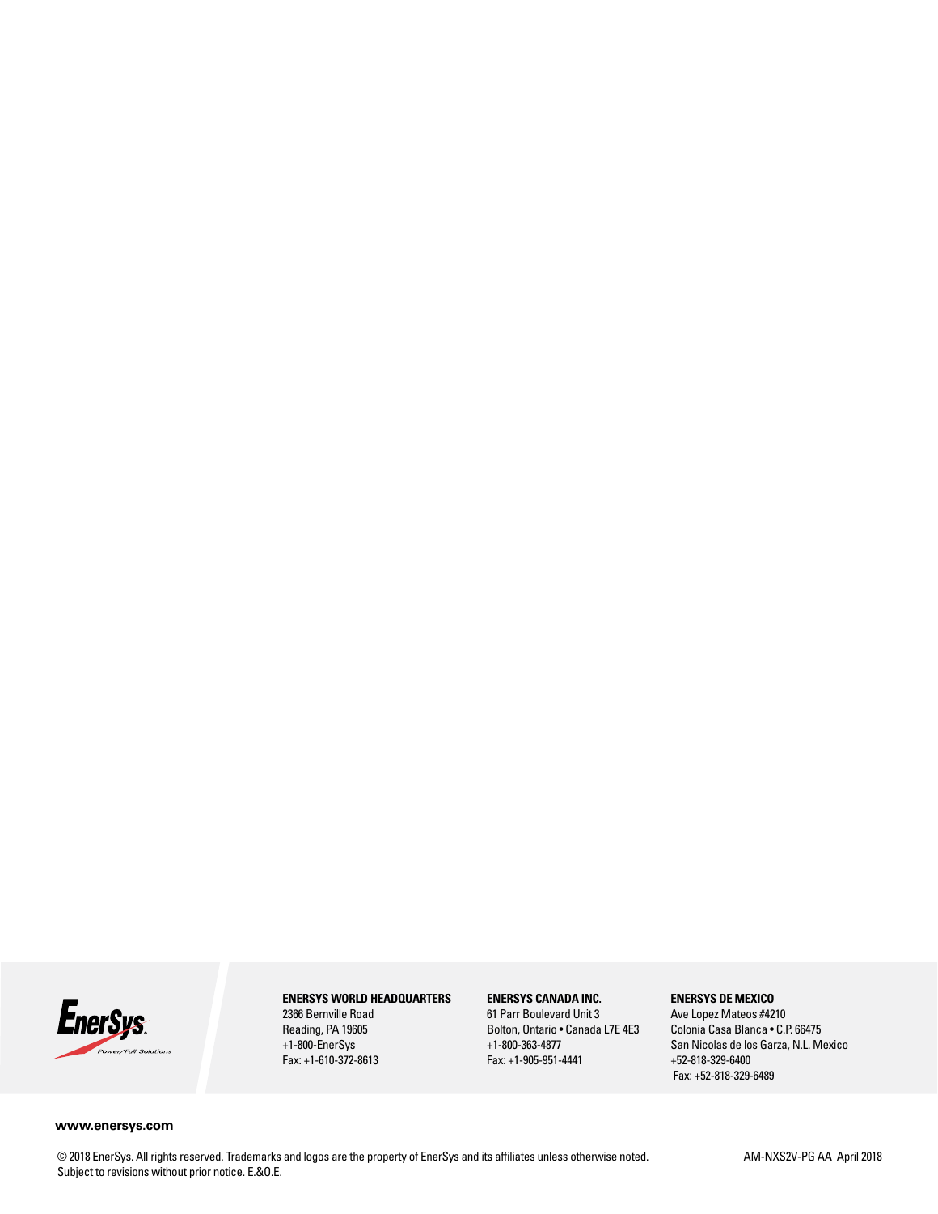EnerSys

Power/Full Solutions

**ENERSYS WORLD HEADQUARTERS**
2366 Bernville Road
Reading, PA 19605
+1-800-EnerSys
Fax: +1-610-372-8613

**ENERSYS CANADA INC.**
61 Parr Boulevard Unit 3
Bolton, Ontario • Canada L7E 4E3
+1-800-363-4877
Fax: +1-905-951-4441

**ENERSYS DE MEXICO**
Ave Lopez Mateos #4210
Colonia Casa Blanca • C.P. 66475
San Nicolas de los Garza, N.L. Mexico
+52-818-329-6400
Fax: +52-818-329-6489

**www.enersys.com**

© 2018 EnerSys. All rights reserved. Trademarks and logos are the property of EnerSys and its affiliates unless otherwise noted. Subject to revisions without prior notice. E.&O.E.

AM-NXS2V-PG AA April 2018